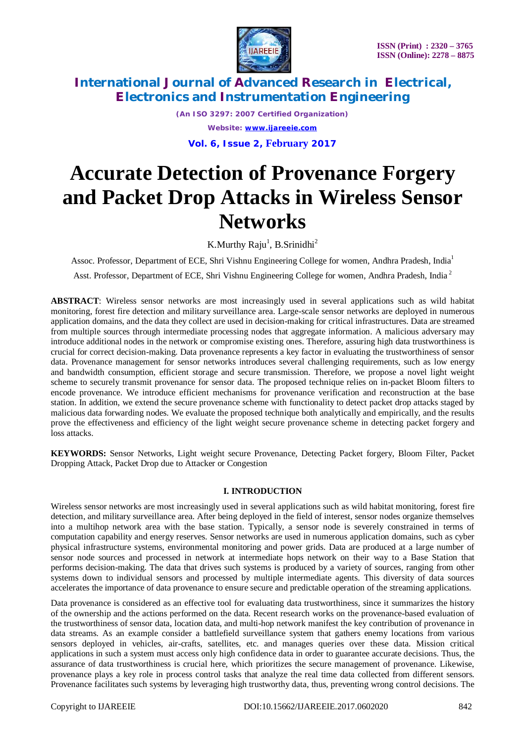# Accurate Detection of Provenance Forgery and Packet Drop Attacks in Wireless Sensor Networks

K.Murthy Raju[1], B.Srinidhi[2]

Assoc. Professor, Department of ECE, Shri Vishnu Engineering College for women, Andhra Pradesh, India[1]

Asst. Professor, Department of ECE, Shri Vishnu Engineering College for women, Andhra Pradesh, India [2]

**ABSTRACT**: Wireless sensor networks are most increasingly used in several applications such as wild habitat monitoring, forest fire detection and military surveillance area. Large-scale sensor networks are deployed in numerous application domains, and the data they collect are used in decision-making for critical infrastructures. Data are streamed from multiple sources through intermediate processing nodes that aggregate information. A malicious adversary may introduce additional nodes in the network or compromise existing ones. Therefore, assuring high data trustworthiness is crucial for correct decision-making. Data provenance represents a key factor in evaluating the trustworthiness of sensor data. Provenance management for sensor networks introduces several challenging requirements, such as low energy and bandwidth consumption, efficient storage and secure transmission. Therefore, we propose a novel light weight scheme to securely transmit provenance for sensor data. The proposed technique relies on in-packet Bloom filters to encode provenance. We introduce efficient mechanisms for provenance verification and reconstruction at the base station. In addition, we extend the secure provenance scheme with functionality to detect packet drop attacks staged by malicious data forwarding nodes. We evaluate the proposed technique both analytically and empirically, and the results prove the effectiveness and efficiency of the light weight secure provenance scheme in detecting packet forgery and loss attacks.

**KEYWORDS:** Sensor Networks, Light weight secure Provenance, Detecting Packet forgery, Bloom Filter, Packet Dropping Attack, Packet Drop due to Attacker or Congestion

## I. INTRODUCTION

Wireless sensor networks are most increasingly used in several applications such as wild habitat monitoring, forest fire detection, and military surveillance area. After being deployed in the field of interest, sensor nodes organize themselves into a multihop network area with the base station. Typically, a sensor node is severely constrained in terms of computation capability and energy reserves. Sensor networks are used in numerous application domains, such as cyber physical infrastructure systems, environmental monitoring and power grids. Data are produced at a large number of sensor node sources and processed in network at intermediate hops network on their way to a Base Station that performs decision-making. The data that drives such systems is produced by a variety of sources, ranging from other systems down to individual sensors and processed by multiple intermediate agents. This diversity of data sources accelerates the importance of data provenance to ensure secure and predictable operation of the streaming applications.

Data provenance is considered as an effective tool for evaluating data trustworthiness, since it summarizes the history of the ownership and the actions performed on the data. Recent research works on the provenance-based evaluation of the trustworthiness of sensor data, location data, and multi-hop network manifest the key contribution of provenance in data streams. As an example consider a battlefield surveillance system that gathers enemy locations from various sensors deployed in vehicles, air-crafts, satellites, etc. and manages queries over these data. Mission critical applications in such a system must access only high confidence data in order to guarantee accurate decisions. Thus, the assurance of data trustworthiness is crucial here, which prioritizes the secure management of provenance. Likewise, provenance plays a key role in process control tasks that analyze the real time data collected from different sensors. Provenance facilitates such systems by leveraging high trustworthy data, thus, preventing wrong control decisions. The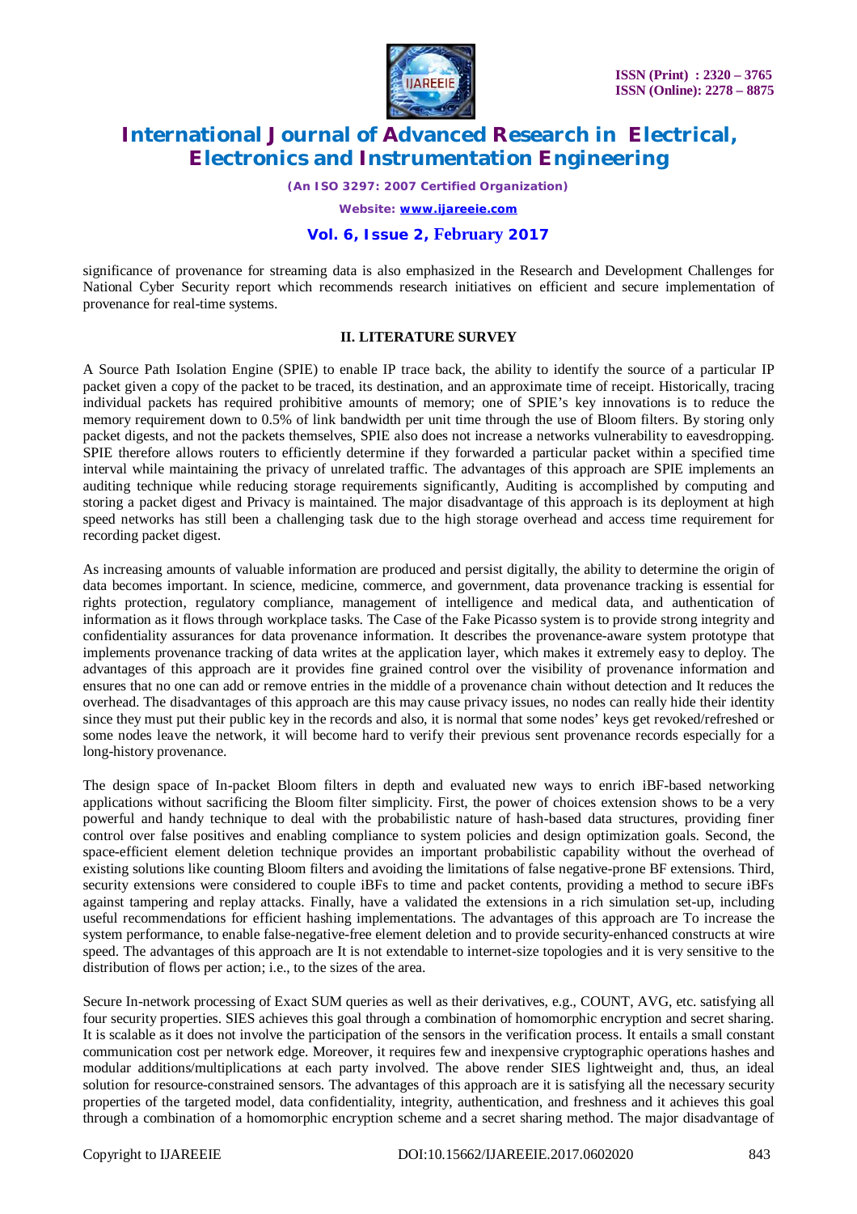significance of provenance for streaming data is also emphasized in the Research and Development Challenges for National Cyber Security report which recommends research initiatives on efficient and secure implementation of provenance for real-time systems.

## II. LITERATURE SURVEY

A Source Path Isolation Engine (SPIE) to enable IP trace back, the ability to identify the source of a particular IP packet given a copy of the packet to be traced, its destination, and an approximate time of receipt. Historically, tracing individual packets has required prohibitive amounts of memory; one of SPIE's key innovations is to reduce the memory requirement down to 0.5% of link bandwidth per unit time through the use of Bloom filters. By storing only packet digests, and not the packets themselves, SPIE also does not increase a networks vulnerability to eavesdropping. SPIE therefore allows routers to efficiently determine if they forwarded a particular packet within a specified time interval while maintaining the privacy of unrelated traffic. The advantages of this approach are SPIE implements an auditing technique while reducing storage requirements significantly, Auditing is accomplished by computing and storing a packet digest and Privacy is maintained. The major disadvantage of this approach is its deployment at high speed networks has still been a challenging task due to the high storage overhead and access time requirement for recording packet digest.

As increasing amounts of valuable information are produced and persist digitally, the ability to determine the origin of data becomes important. In science, medicine, commerce, and government, data provenance tracking is essential for rights protection, regulatory compliance, management of intelligence and medical data, and authentication of information as it flows through workplace tasks. The Case of the Fake Picasso system is to provide strong integrity and confidentiality assurances for data provenance information. It describes the provenance-aware system prototype that implements provenance tracking of data writes at the application layer, which makes it extremely easy to deploy. The advantages of this approach are it provides fine grained control over the visibility of provenance information and ensures that no one can add or remove entries in the middle of a provenance chain without detection and It reduces the overhead. The disadvantages of this approach are this may cause privacy issues, no nodes can really hide their identity since they must put their public key in the records and also, it is normal that some nodes' keys get revoked/refreshed or some nodes leave the network, it will become hard to verify their previous sent provenance records especially for a long-history provenance.

The design space of In-packet Bloom filters in depth and evaluated new ways to enrich iBF-based networking applications without sacrificing the Bloom filter simplicity. First, the power of choices extension shows to be a very powerful and handy technique to deal with the probabilistic nature of hash-based data structures, providing finer control over false positives and enabling compliance to system policies and design optimization goals. Second, the space-efficient element deletion technique provides an important probabilistic capability without the overhead of existing solutions like counting Bloom filters and avoiding the limitations of false negative-prone BF extensions. Third, security extensions were considered to couple iBFs to time and packet contents, providing a method to secure iBFs against tampering and replay attacks. Finally, have a validated the extensions in a rich simulation set-up, including useful recommendations for efficient hashing implementations. The advantages of this approach are To increase the system performance, to enable false-negative-free element deletion and to provide security-enhanced constructs at wire speed. The advantages of this approach are It is not extendable to internet-size topologies and it is very sensitive to the distribution of flows per action; i.e., to the sizes of the area.

Secure In-network processing of Exact SUM queries as well as their derivatives, e.g., COUNT, AVG, etc. satisfying all four security properties. SIES achieves this goal through a combination of homomorphic encryption and secret sharing. It is scalable as it does not involve the participation of the sensors in the verification process. It entails a small constant communication cost per network edge. Moreover, it requires few and inexpensive cryptographic operations hashes and modular additions/multiplications at each party involved. The above render SIES lightweight and, thus, an ideal solution for resource-constrained sensors. The advantages of this approach are it is satisfying all the necessary security properties of the targeted model, data confidentiality, integrity, authentication, and freshness and it achieves this goal through a combination of a homomorphic encryption scheme and a secret sharing method. The major disadvantage of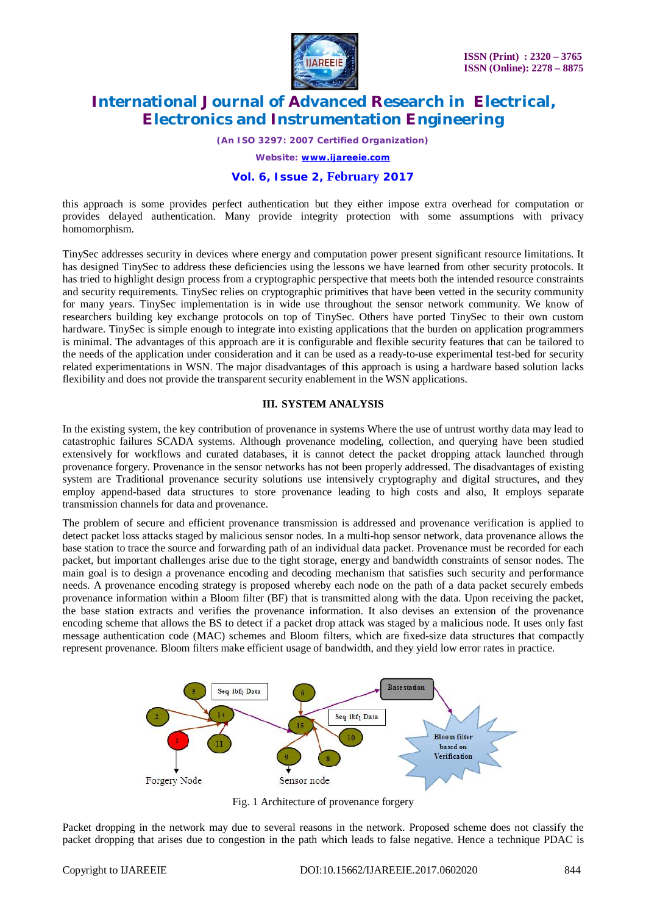this approach is some provides perfect authentication but they either impose extra overhead for computation or provides delayed authentication. Many provide integrity protection with some assumptions with privacy homomorphism.

TinySec addresses security in devices where energy and computation power present significant resource limitations. It has designed TinySec to address these deficiencies using the lessons we have learned from other security protocols. It has tried to highlight design process from a cryptographic perspective that meets both the intended resource constraints and security requirements. TinySec relies on cryptographic primitives that have been vetted in the security community for many years. TinySec implementation is in wide use throughout the sensor network community. We know of researchers building key exchange protocols on top of TinySec. Others have ported TinySec to their own custom hardware. TinySec is simple enough to integrate into existing applications that the burden on application programmers is minimal. The advantages of this approach are it is configurable and flexible security features that can be tailored to the needs of the application under consideration and it can be used as a ready-to-use experimental test-bed for security related experimentations in WSN. The major disadvantages of this approach is using a hardware based solution lacks flexibility and does not provide the transparent security enablement in the WSN applications.

## III. SYSTEM ANALYSIS

In the existing system, the key contribution of provenance in systems Where the use of untrust worthy data may lead to catastrophic failures SCADA systems. Although provenance modeling, collection, and querying have been studied extensively for workflows and curated databases, it is cannot detect the packet dropping attack launched through provenance forgery. Provenance in the sensor networks has not been properly addressed. The disadvantages of existing system are Traditional provenance security solutions use intensively cryptography and digital structures, and they employ append-based data structures to store provenance leading to high costs and also, It employs separate transmission channels for data and provenance.

The problem of secure and efficient provenance transmission is addressed and provenance verification is applied to detect packet loss attacks staged by malicious sensor nodes. In a multi-hop sensor network, data provenance allows the base station to trace the source and forwarding path of an individual data packet. Provenance must be recorded for each packet, but important challenges arise due to the tight storage, energy and bandwidth constraints of sensor nodes. The main goal is to design a provenance encoding and decoding mechanism that satisfies such security and performance needs. A provenance encoding strategy is proposed whereby each node on the path of a data packet securely embeds provenance information within a Bloom filter (BF) that is transmitted along with the data. Upon receiving the packet, the base station extracts and verifies the provenance information. It also devises an extension of the provenance encoding scheme that allows the BS to detect if a packet drop attack was staged by a malicious node. It uses only fast message authentication code (MAC) schemes and Bloom filters, which are fixed-size data structures that compactly represent provenance. Bloom filters make efficient usage of bandwidth, and they yield low error rates in practice.

Fig. 1 Architecture of provenance forgery

Packet dropping in the network may due to several reasons in the network. Proposed scheme does not classify the packet dropping that arises due to congestion in the path which leads to false negative. Hence a technique PDAC is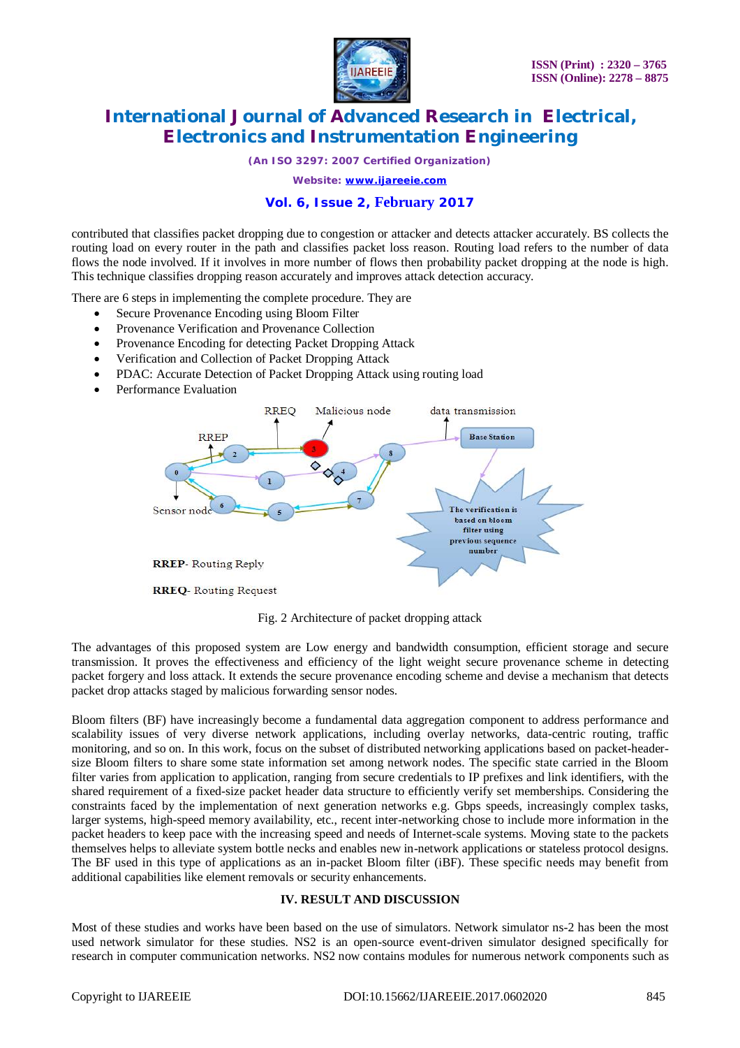contributed that classifies packet dropping due to congestion or attacker and detects attacker accurately. BS collects the routing load on every router in the path and classifies packet loss reason. Routing load refers to the number of data flows the node involved. If it involves in more number of flows then probability packet dropping at the node is high. This technique classifies dropping reason accurately and improves attack detection accuracy.

There are 6 steps in implementing the complete procedure. They are

- Secure Provenance Encoding using Bloom Filter
- Provenance Verification and Provenance Collection
- Provenance Encoding for detecting Packet Dropping Attack
- Verification and Collection of Packet Dropping Attack
- PDAC: Accurate Detection of Packet Dropping Attack using routing load
- Performance Evaluation

Fig. 2 Architecture of packet dropping attack

The advantages of this proposed system are Low energy and bandwidth consumption, efficient storage and secure transmission. It proves the effectiveness and efficiency of the light weight secure provenance scheme in detecting packet forgery and loss attack. It extends the secure provenance encoding scheme and devise a mechanism that detects packet drop attacks staged by malicious forwarding sensor nodes.

Bloom filters (BF) have increasingly become a fundamental data aggregation component to address performance and scalability issues of very diverse network applications, including overlay networks, data-centric routing, traffic monitoring, and so on. In this work, focus on the subset of distributed networking applications based on packet-header-size Bloom filters to share some state information set among network nodes. The specific state carried in the Bloom filter varies from application to application, ranging from secure credentials to IP prefixes and link identifiers, with the shared requirement of a fixed-size packet header data structure to efficiently verify set memberships. Considering the constraints faced by the implementation of next generation networks e.g. Gbps speeds, increasingly complex tasks, larger systems, high-speed memory availability, etc., recent inter-networking chose to include more information in the packet headers to keep pace with the increasing speed and needs of Internet-scale systems. Moving state to the packets themselves helps to alleviate system bottle necks and enables new in-network applications or stateless protocol designs. The BF used in this type of applications as an in-packet Bloom filter (iBF). These specific needs may benefit from additional capabilities like element removals or security enhancements.

## IV. RESULT AND DISCUSSION

Most of these studies and works have been based on the use of simulators. Network simulator ns-2 has been the most used network simulator for these studies. NS2 is an open-source event-driven simulator designed specifically for research in computer communication networks. NS2 now contains modules for numerous network components such as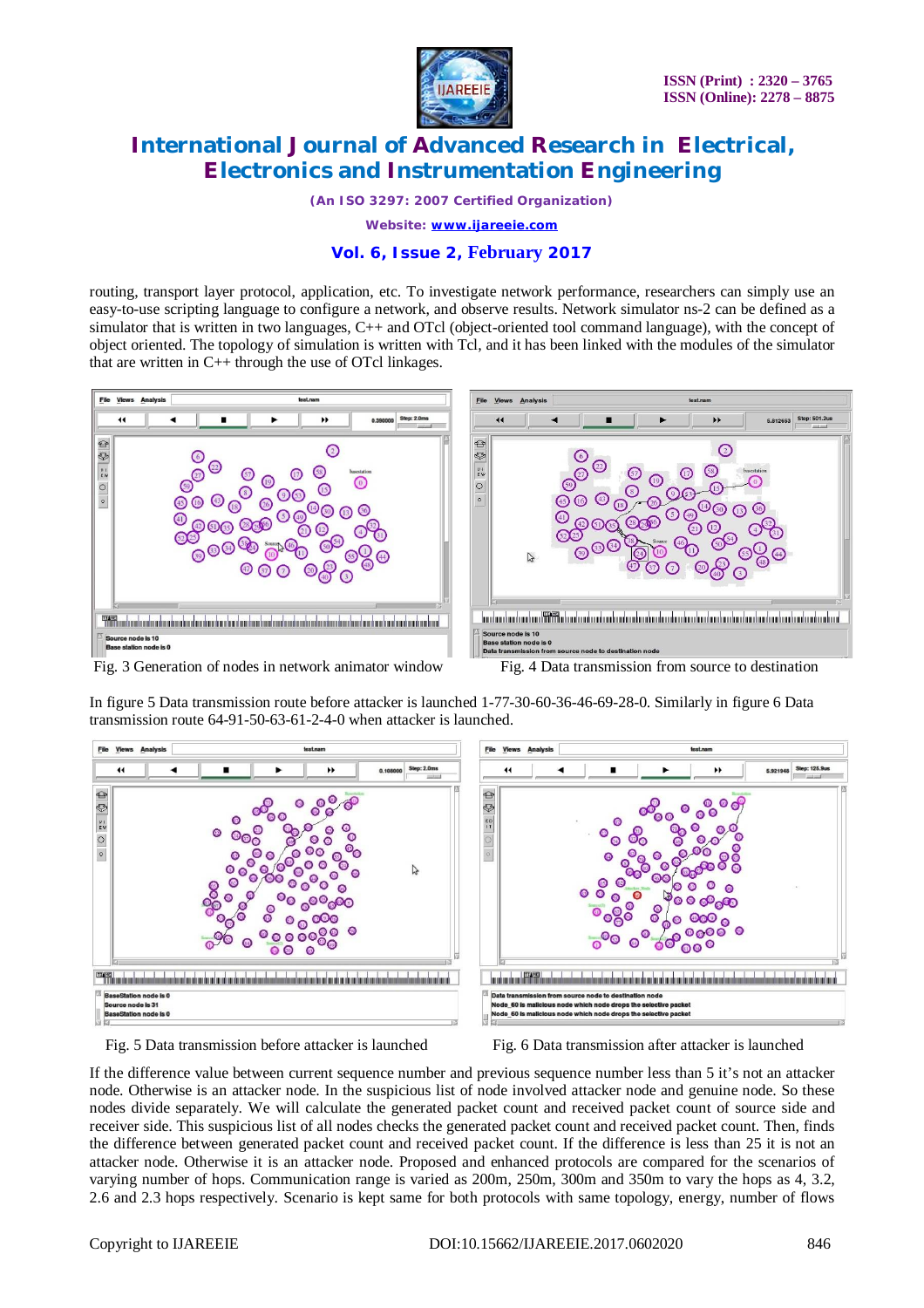routing, transport layer protocol, application, etc. To investigate network performance, researchers can simply use an easy-to-use scripting language to configure a network, and observe results. Network simulator ns-2 can be defined as a simulator that is written in two languages, C++ and OTcl (object-oriented tool command language), with the concept of object oriented. The topology of simulation is written with Tcl, and it has been linked with the modules of the simulator that are written in C++ through the use of OTcl linkages.

Fig. 3 Generation of nodes in network animator window

Fig. 4 Data transmission from source to destination

In figure 5 Data transmission route before attacker is launched 1-77-30-60-36-46-69-28-0. Similarly in figure 6 Data transmission route 64-91-50-63-61-2-4-0 when attacker is launched.

Fig. 5 Data transmission before attacker is launched

Fig. 6 Data transmission after attacker is launched

If the difference value between current sequence number and previous sequence number less than 5 it's not an attacker node. Otherwise is an attacker node. In the suspicious list of node involved attacker node and genuine node. So these nodes divide separately. We will calculate the generated packet count and received packet count of source side and receiver side. This suspicious list of all nodes checks the generated packet count and received packet count. Then, finds the difference between generated packet count and received packet count. If the difference is less than 25 it is not an attacker node. Otherwise it is an attacker node. Proposed and enhanced protocols are compared for the scenarios of varying number of hops. Communication range is varied as 200m, 250m, 300m and 350m to vary the hops as 4, 3.2, 2.6 and 2.3 hops respectively. Scenario is kept same for both protocols with same topology, energy, number of flows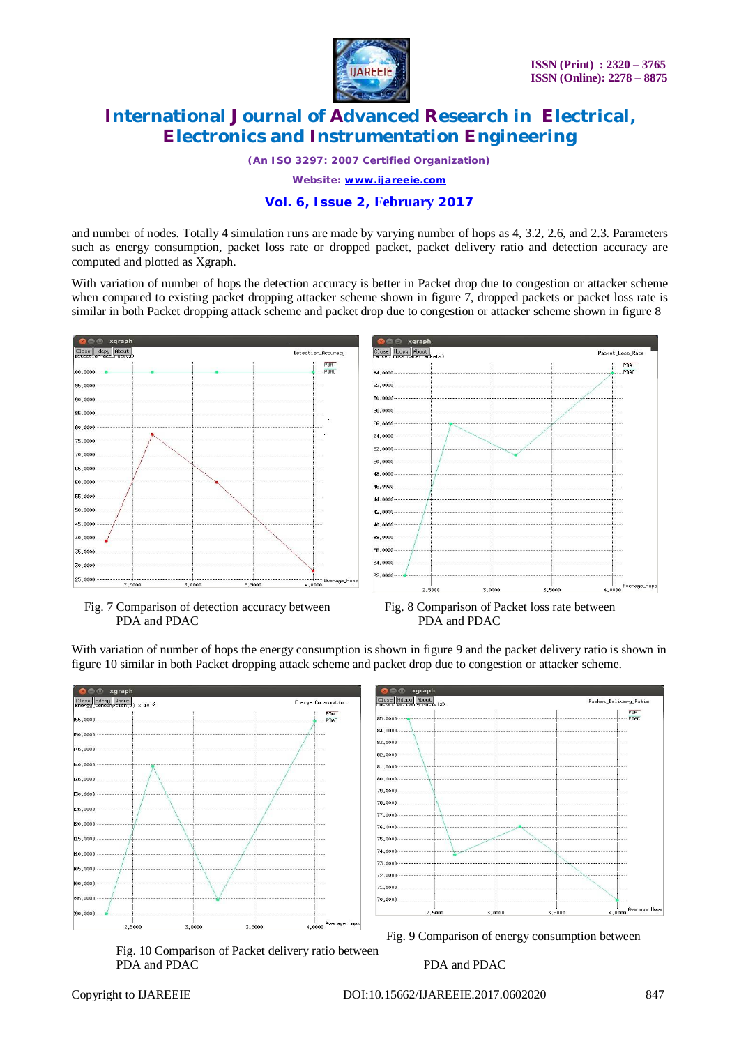and number of nodes. Totally 4 simulation runs are made by varying number of hops as 4, 3.2, 2.6, and 2.3. Parameters such as energy consumption, packet loss rate or dropped packet, packet delivery ratio and detection accuracy are computed and plotted as Xgraph.

With variation of number of hops the detection accuracy is better in Packet drop due to congestion or attacker scheme when compared to existing packet dropping attacker scheme shown in figure 7, dropped packets or packet loss rate is similar in both Packet dropping attack scheme and packet drop due to congestion or attacker scheme shown in figure 8

Fig. 7 Comparison of detection accuracy between PDA and PDAC

Fig. 8 Comparison of Packet loss rate between PDA and PDAC

With variation of number of hops the energy consumption is shown in figure 9 and the packet delivery ratio is shown in figure 10 similar in both Packet dropping attack scheme and packet drop due to congestion or attacker scheme.

Fig. 10 Comparison of Packet delivery ratio between PDA and PDAC

Fig. 9 Comparison of energy consumption between PDA and PDAC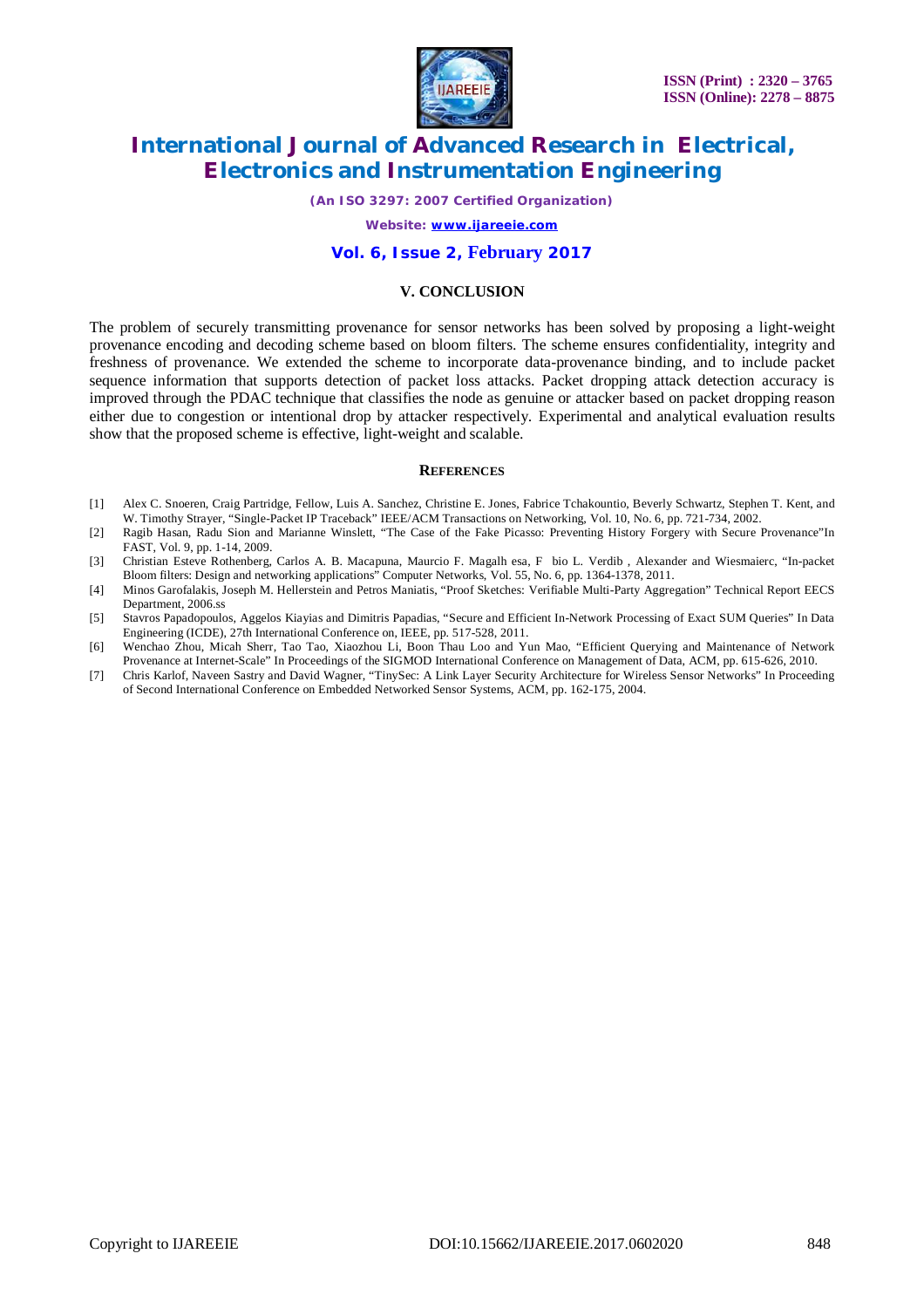## V. CONCLUSION

The problem of securely transmitting provenance for sensor networks has been solved by proposing a light-weight provenance encoding and decoding scheme based on bloom filters. The scheme ensures confidentiality, integrity and freshness of provenance. We extended the scheme to incorporate data-provenance binding, and to include packet sequence information that supports detection of packet loss attacks. Packet dropping attack detection accuracy is improved through the PDAC technique that classifies the node as genuine or attacker based on packet dropping reason either due to congestion or intentional drop by attacker respectively. Experimental and analytical evaluation results show that the proposed scheme is effective, light-weight and scalable.

## REFERENCES

[1] Alex C. Snoeren, Craig Partridge, Fellow, Luis A. Sanchez, Christine E. Jones, Fabrice Tchakountio, Beverly Schwartz, Stephen T. Kent, and W. Timothy Strayer, "Single-Packet IP Traceback" IEEE/ACM Transactions on Networking, Vol. 10, No. 6, pp. 721-734, 2002.

[2] Ragib Hasan, Radu Sion and Marianne Winslett, "The Case of the Fake Picasso: Preventing History Forgery with Secure Provenance"In FAST, Vol. 9, pp. 1-14, 2009.

[3] Christian Esteve Rothenberg, Carlos A. B. Macapuna, Maurcio F. Magalh esa, F bio L. Verdib , Alexander and Wiesmaierc, "In-packet Bloom filters: Design and networking applications" Computer Networks, Vol. 55, No. 6, pp. 1364-1378, 2011.

[4] Minos Garofalakis, Joseph M. Hellerstein and Petros Maniatis, "Proof Sketches: Verifiable Multi-Party Aggregation" Technical Report EECS Department, 2006.ss

[5] Stavros Papadopoulos, Aggelos Kiayias and Dimitris Papadias, "Secure and Efficient In-Network Processing of Exact SUM Queries" In Data Engineering (ICDE), 27th International Conference on, IEEE, pp. 517-528, 2011.

[6] Wenchao Zhou, Micah Sherr, Tao Tao, Xiaozhou Li, Boon Thau Loo and Yun Mao, "Efficient Querying and Maintenance of Network Provenance at Internet-Scale" In Proceedings of the SIGMOD International Conference on Management of Data, ACM, pp. 615-626, 2010.

[7] Chris Karlof, Naveen Sastry and David Wagner, "TinySec: A Link Layer Security Architecture for Wireless Sensor Networks" In Proceeding of Second International Conference on Embedded Networked Sensor Systems, ACM, pp. 162-175, 2004.